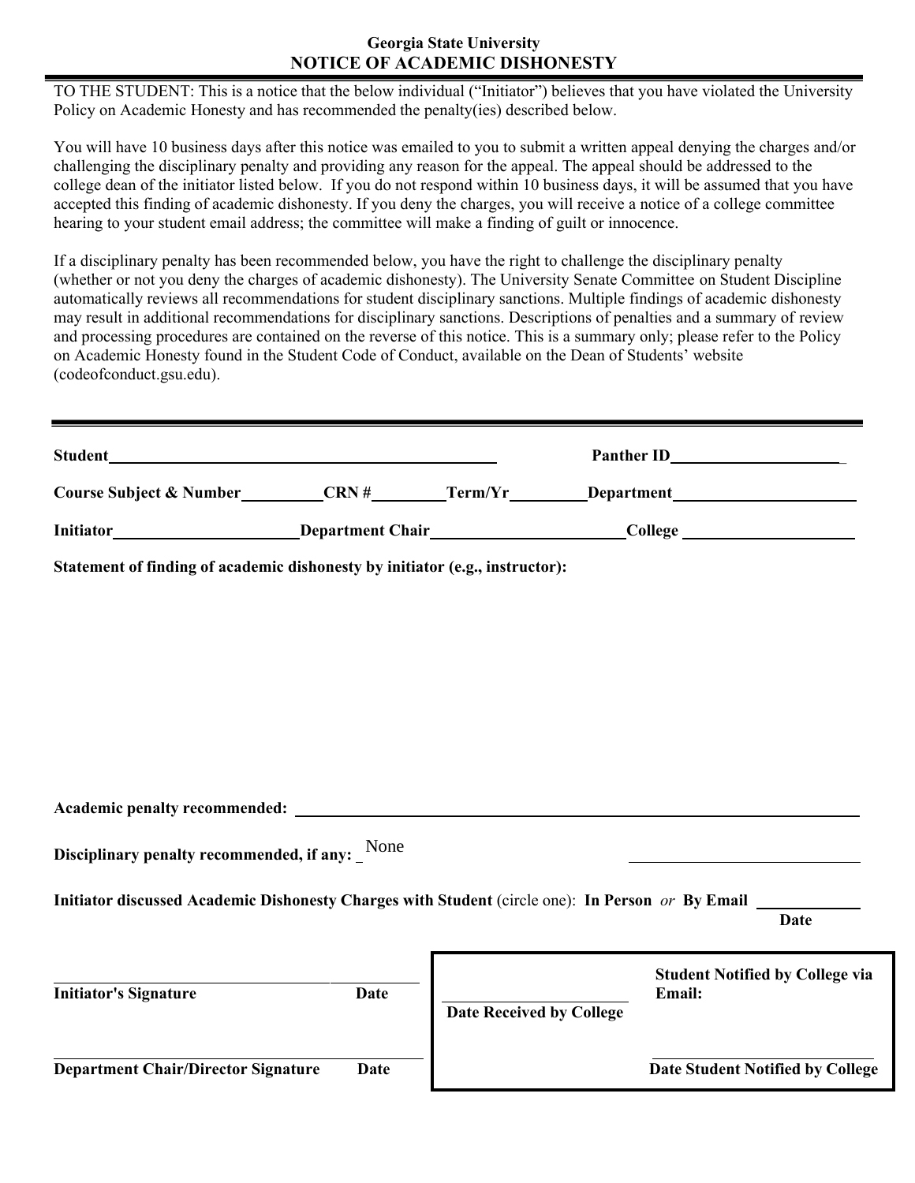# Georgia State University
## NOTICE OF ACADEMIC DISHONESTY

TO THE STUDENT: This is a notice that the below individual ("Initiator") believes that you have violated the University Policy on Academic Honesty and has recommended the penalty(ies) described below.

You will have 10 business days after this notice was emailed to you to submit a written appeal denying the charges and/or challenging the disciplinary penalty and providing any reason for the appeal. The appeal should be addressed to the college dean of the initiator listed below. If you do not respond within 10 business days, it will be assumed that you have accepted this finding of academic dishonesty. If you deny the charges, you will receive a notice of a college committee hearing to your student email address; the committee will make a finding of guilt or innocence.

If a disciplinary penalty has been recommended below, you have the right to challenge the disciplinary penalty (whether or not you deny the charges of academic dishonesty). The University Senate Committee on Student Discipline automatically reviews all recommendations for student disciplinary sanctions. Multiple findings of academic dishonesty may result in additional recommendations for disciplinary sanctions. Descriptions of penalties and a summary of review and processing procedures are contained on the reverse of this notice. This is a summary only; please refer to the Policy on Academic Honesty found in the Student Code of Conduct, available on the Dean of Students' website (codeofconduct.gsu.edu).

---

**Student**\_\_\_\_\_\_\_\_\_\_\_\_\_\_\_\_\_\_\_\_ **Panther ID**\_\_\_\_\_\_\_\_\_\_\_\_\_\_\_\_\_\_\_\_

**Course Subject & Number**\_\_\_\_\_\_\_\_\_\_ **CRN #**\_\_\_\_\_\_\_\_\_\_ **Term/Yr**\_\_\_\_\_\_\_\_\_\_ **Department**\_\_\_\_\_\_\_\_\_\_\_\_\_\_\_\_\_\_\_\_

**Initiator**\_\_\_\_\_\_\_\_\_\_\_\_\_\_\_\_\_\_\_\_ **Department Chair**\_\_\_\_\_\_\_\_\_\_\_\_\_\_\_\_\_\_\_\_ **College** \_\_\_\_\_\_\_\_\_\_\_\_\_\_\_\_\_\_\_\_

**Statement of finding of academic dishonesty by initiator (e.g., instructor):**

**Academic penalty recommended:** \_\_\_\_\_\_\_\_\_\_\_\_\_\_\_\_\_\_\_\_\_\_\_\_\_\_\_\_\_\_\_\_\_\_\_\_\_\_\_\_

**Disciplinary penalty recommended, if any:** None \_\_\_\_\_\_\_\_\_\_\_\_\_\_\_\_\_\_\_\_

**Initiator discussed Academic Dishonesty Charges with Student** (circle one): **In Person** *or* **By Email** \_\_\_\_\_\_\_\_\_\_\_\_
**Date**

\_\_\_\_\_\_\_\_\_\_\_\_\_\_\_\_\_\_\_\_ \_\_\_\_\_\_\_\_\_\_
**Initiator's Signature** **Date**

\_\_\_\_\_\_\_\_\_\_\_\_\_\_\_\_\_\_\_\_ \_\_\_\_\_\_\_\_\_\_
**Department Chair/Director Signature** **Date**

\_\_\_\_\_\_\_\_\_\_\_\_\_\_\_\_\_\_\_\_
**Date Received by College**

**Student Notified by College via Email:**

\_\_\_\_\_\_\_\_\_\_\_\_\_\_\_\_\_\_\_\_
**Date Student Notified by College**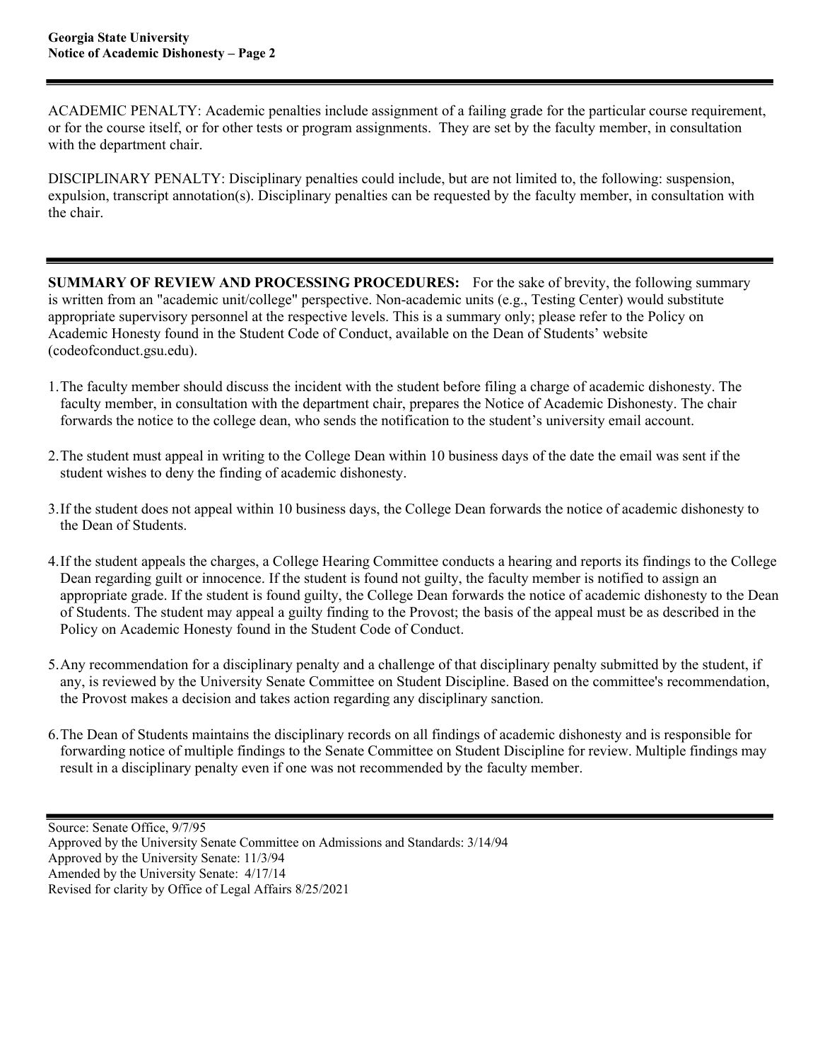ACADEMIC PENALTY: Academic penalties include assignment of a failing grade for the particular course requirement, or for the course itself, or for other tests or program assignments. They are set by the faculty member, in consultation with the department chair.

DISCIPLINARY PENALTY: Disciplinary penalties could include, but are not limited to, the following: suspension, expulsion, transcript annotation(s). Disciplinary penalties can be requested by the faculty member, in consultation with the chair.

---

**SUMMARY OF REVIEW AND PROCESSING PROCEDURES:** For the sake of brevity, the following summary is written from an "academic unit/college" perspective. Non-academic units (e.g., Testing Center) would substitute appropriate supervisory personnel at the respective levels. This is a summary only; please refer to the Policy on Academic Honesty found in the Student Code of Conduct, available on the Dean of Students' website (codeofconduct.gsu.edu).

1. The faculty member should discuss the incident with the student before filing a charge of academic dishonesty. The faculty member, in consultation with the department chair, prepares the Notice of Academic Dishonesty. The chair forwards the notice to the college dean, who sends the notification to the student's university email account.

2. The student must appeal in writing to the College Dean within 10 business days of the date the email was sent if the student wishes to deny the finding of academic dishonesty.

3. If the student does not appeal within 10 business days, the College Dean forwards the notice of academic dishonesty to the Dean of Students.

4. If the student appeals the charges, a College Hearing Committee conducts a hearing and reports its findings to the College Dean regarding guilt or innocence. If the student is found not guilty, the faculty member is notified to assign an appropriate grade. If the student is found guilty, the College Dean forwards the notice of academic dishonesty to the Dean of Students. The student may appeal a guilty finding to the Provost; the basis of the appeal must be as described in the Policy on Academic Honesty found in the Student Code of Conduct.

5. Any recommendation for a disciplinary penalty and a challenge of that disciplinary penalty submitted by the student, if any, is reviewed by the University Senate Committee on Student Discipline. Based on the committee's recommendation, the Provost makes a decision and takes action regarding any disciplinary sanction.

6. The Dean of Students maintains the disciplinary records on all findings of academic dishonesty and is responsible for forwarding notice of multiple findings to the Senate Committee on Student Discipline for review. Multiple findings may result in a disciplinary penalty even if one was not recommended by the faculty member.

---

Source: Senate Office, 9/7/95
Approved by the University Senate Committee on Admissions and Standards: 3/14/94
Approved by the University Senate: 11/3/94
Amended by the University Senate: 4/17/14
Revised for clarity by Office of Legal Affairs 8/25/2021